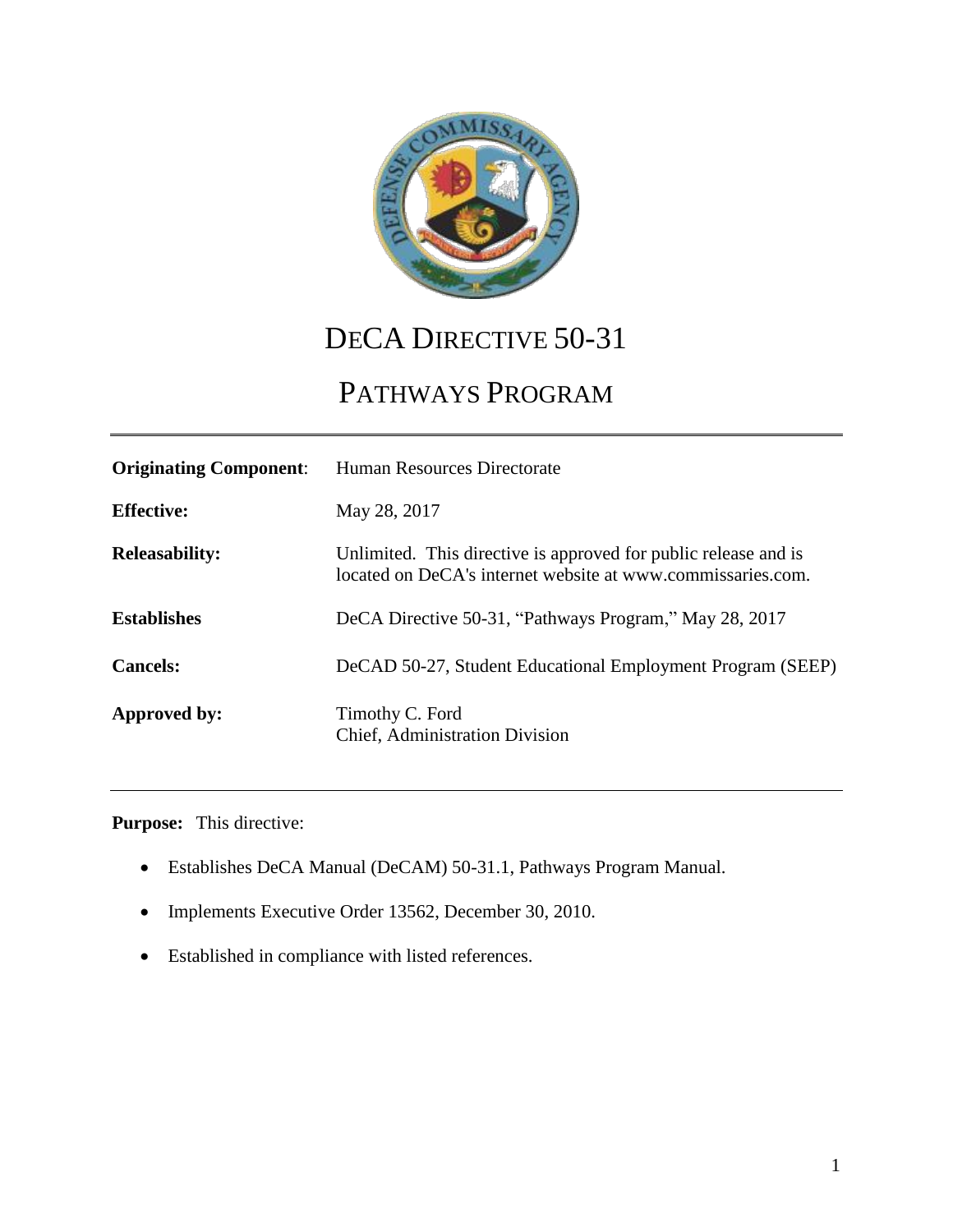# DeCA Directive 50-31

## Pathways Program

| | |
|---|---|
| **Originating Component**: | Human Resources Directorate |
| **Effective:** | May 28, 2017 |
| **Releasability:** | Unlimited. This directive is approved for public release and is located on DeCA's internet website at www.commissaries.com. |
| **Establishes** | DeCA Directive 50-31, "Pathways Program," May 28, 2017 |
| **Cancels:** | DeCAD 50-27, Student Educational Employment Program (SEEP) |
| **Approved by:** | Timothy C. Ford<br>Chief, Administration Division |

**Purpose:** This directive:

- Establishes DeCA Manual (DeCAM) 50-31.1, Pathways Program Manual.
- Implements Executive Order 13562, December 30, 2010.
- Established in compliance with listed references.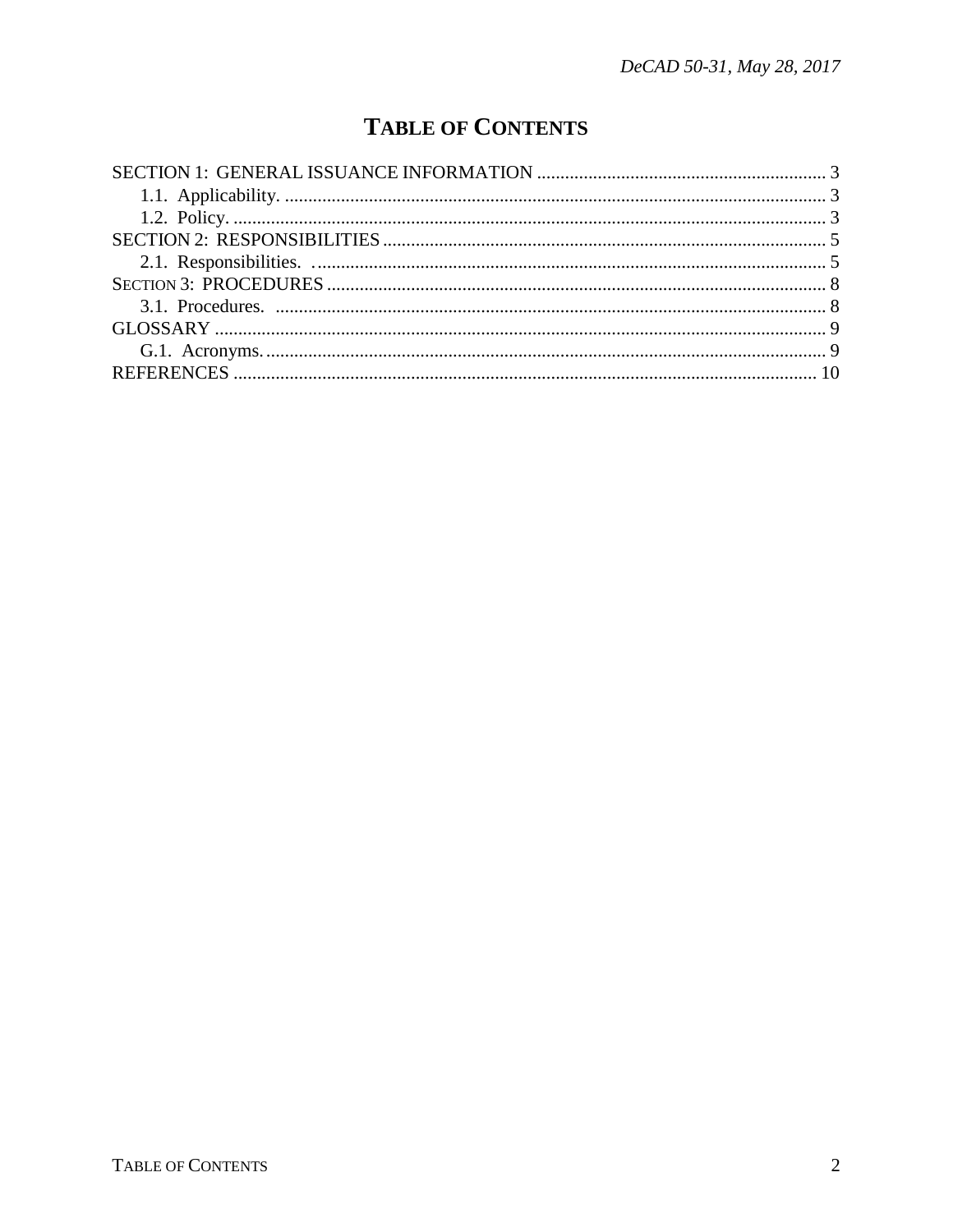# TABLE OF CONTENTS

SECTION 1: GENERAL ISSUANCE INFORMATION ............................................................. 3
- 1.1. Applicability. ................................................................................................................... 3
- 1.2. Policy. ............................................................................................................................. 3

SECTION 2: RESPONSIBILITIES .............................................................................................. 5
- 2.1. Responsibilities. ............................................................................................................. 5

SECTION 3: PROCEDURES .......................................................................................................... 8
- 3.1. Procedures. ..................................................................................................................... 8

GLOSSARY .................................................................................................................................. 9
- G.1. Acronyms. ....................................................................................................................... 9

REFERENCES ............................................................................................................................. 10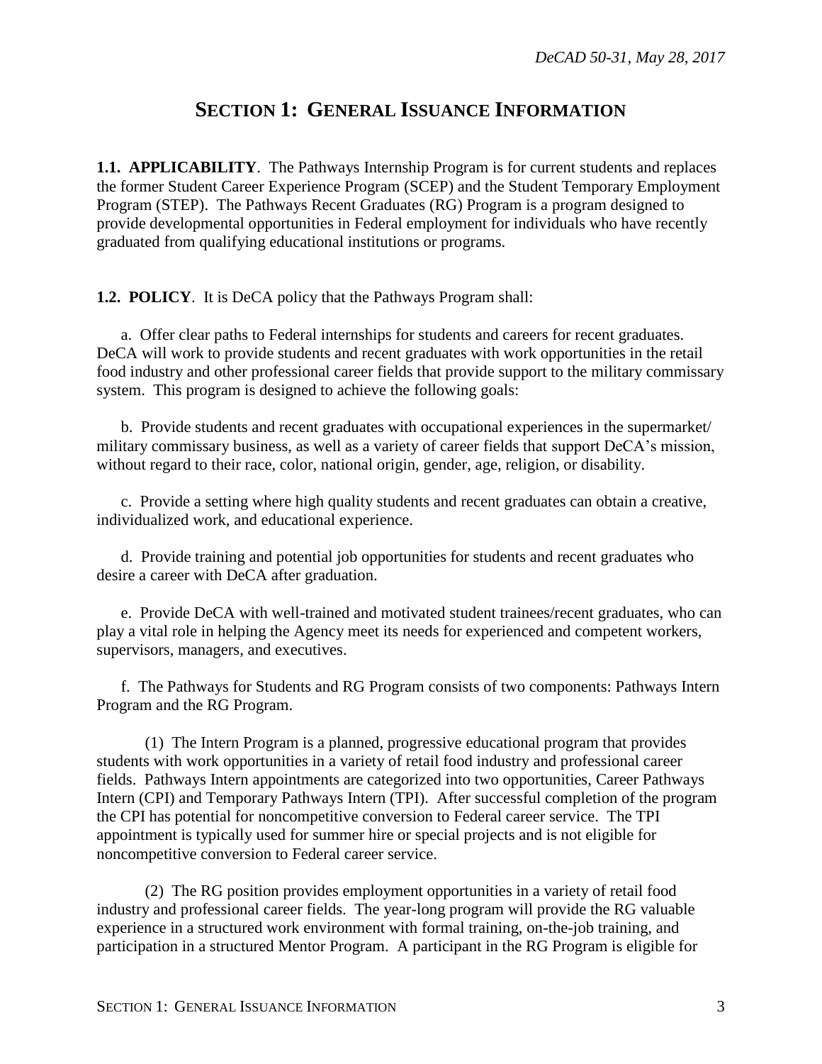# SECTION 1: GENERAL ISSUANCE INFORMATION

**1.1. APPLICABILITY**. The Pathways Internship Program is for current students and replaces the former Student Career Experience Program (SCEP) and the Student Temporary Employment Program (STEP). The Pathways Recent Graduates (RG) Program is a program designed to provide developmental opportunities in Federal employment for individuals who have recently graduated from qualifying educational institutions or programs.

**1.2. POLICY**. It is DeCA policy that the Pathways Program shall:

a. Offer clear paths to Federal internships for students and careers for recent graduates. DeCA will work to provide students and recent graduates with work opportunities in the retail food industry and other professional career fields that provide support to the military commissary system. This program is designed to achieve the following goals:

b. Provide students and recent graduates with occupational experiences in the supermarket/ military commissary business, as well as a variety of career fields that support DeCA's mission, without regard to their race, color, national origin, gender, age, religion, or disability.

c. Provide a setting where high quality students and recent graduates can obtain a creative, individualized work, and educational experience.

d. Provide training and potential job opportunities for students and recent graduates who desire a career with DeCA after graduation.

e. Provide DeCA with well-trained and motivated student trainees/recent graduates, who can play a vital role in helping the Agency meet its needs for experienced and competent workers, supervisors, managers, and executives.

f. The Pathways for Students and RG Program consists of two components: Pathways Intern Program and the RG Program.

(1) The Intern Program is a planned, progressive educational program that provides students with work opportunities in a variety of retail food industry and professional career fields. Pathways Intern appointments are categorized into two opportunities, Career Pathways Intern (CPI) and Temporary Pathways Intern (TPI). After successful completion of the program the CPI has potential for noncompetitive conversion to Federal career service. The TPI appointment is typically used for summer hire or special projects and is not eligible for noncompetitive conversion to Federal career service.

(2) The RG position provides employment opportunities in a variety of retail food industry and professional career fields. The year-long program will provide the RG valuable experience in a structured work environment with formal training, on-the-job training, and participation in a structured Mentor Program. A participant in the RG Program is eligible for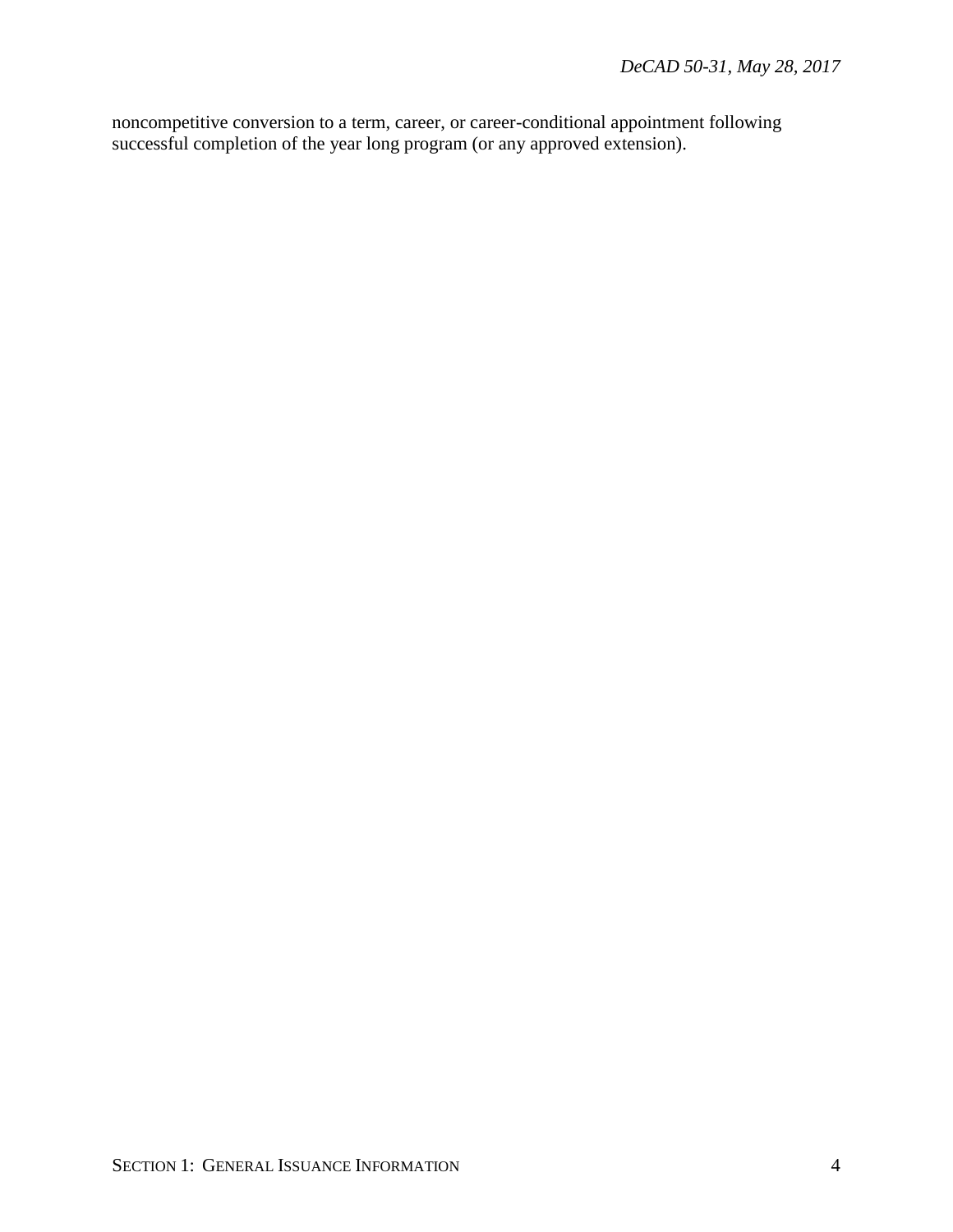noncompetitive conversion to a term, career, or career-conditional appointment following successful completion of the year long program (or any approved extension).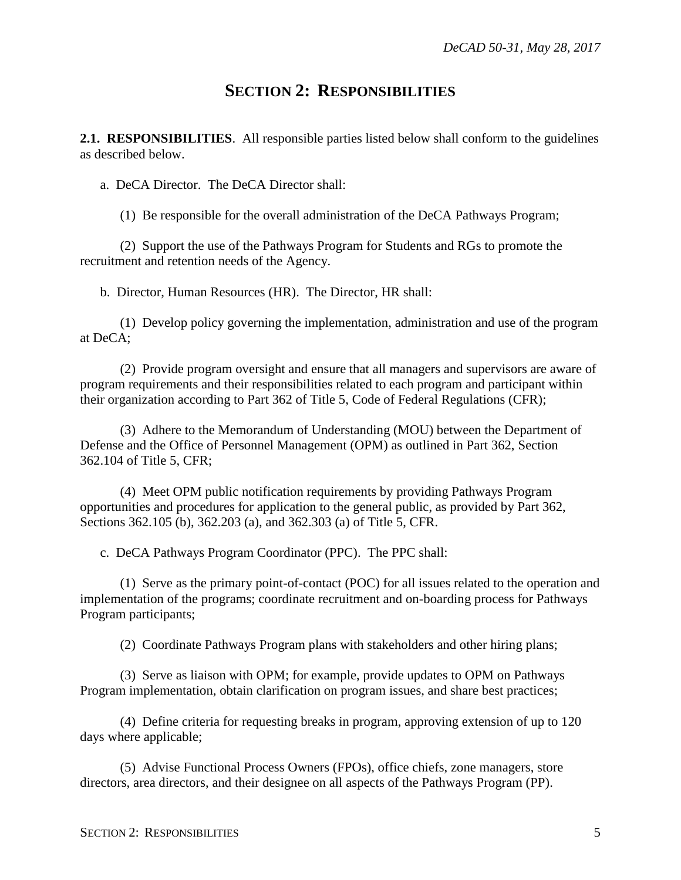# SECTION 2: RESPONSIBILITIES

**2.1. RESPONSIBILITIES**. All responsible parties listed below shall conform to the guidelines as described below.

a. DeCA Director. The DeCA Director shall:

(1) Be responsible for the overall administration of the DeCA Pathways Program;

(2) Support the use of the Pathways Program for Students and RGs to promote the recruitment and retention needs of the Agency.

b. Director, Human Resources (HR). The Director, HR shall:

(1) Develop policy governing the implementation, administration and use of the program at DeCA;

(2) Provide program oversight and ensure that all managers and supervisors are aware of program requirements and their responsibilities related to each program and participant within their organization according to Part 362 of Title 5, Code of Federal Regulations (CFR);

(3) Adhere to the Memorandum of Understanding (MOU) between the Department of Defense and the Office of Personnel Management (OPM) as outlined in Part 362, Section 362.104 of Title 5, CFR;

(4) Meet OPM public notification requirements by providing Pathways Program opportunities and procedures for application to the general public, as provided by Part 362, Sections 362.105 (b), 362.203 (a), and 362.303 (a) of Title 5, CFR.

c. DeCA Pathways Program Coordinator (PPC). The PPC shall:

(1) Serve as the primary point-of-contact (POC) for all issues related to the operation and implementation of the programs; coordinate recruitment and on-boarding process for Pathways Program participants;

(2) Coordinate Pathways Program plans with stakeholders and other hiring plans;

(3) Serve as liaison with OPM; for example, provide updates to OPM on Pathways Program implementation, obtain clarification on program issues, and share best practices;

(4) Define criteria for requesting breaks in program, approving extension of up to 120 days where applicable;

(5) Advise Functional Process Owners (FPOs), office chiefs, zone managers, store directors, area directors, and their designee on all aspects of the Pathways Program (PP).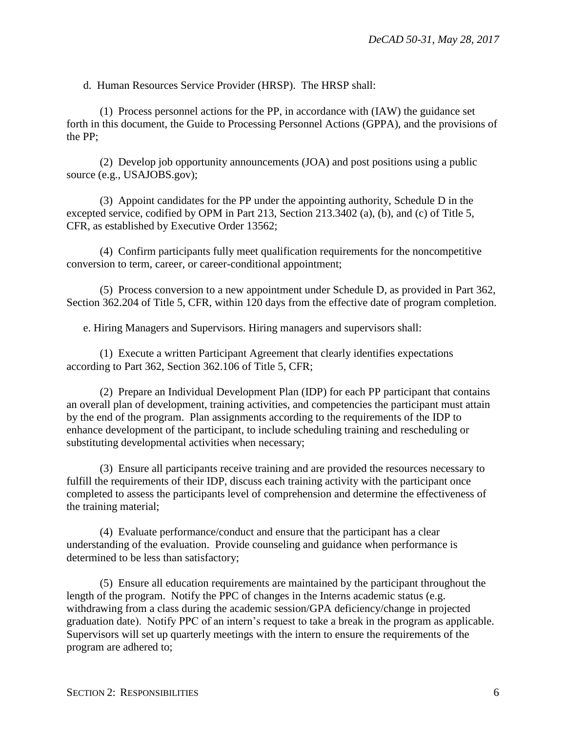d. Human Resources Service Provider (HRSP). The HRSP shall:

(1) Process personnel actions for the PP, in accordance with (IAW) the guidance set forth in this document, the Guide to Processing Personnel Actions (GPPA), and the provisions of the PP;

(2) Develop job opportunity announcements (JOA) and post positions using a public source (e.g., USAJOBS.gov);

(3) Appoint candidates for the PP under the appointing authority, Schedule D in the excepted service, codified by OPM in Part 213, Section 213.3402 (a), (b), and (c) of Title 5, CFR, as established by Executive Order 13562;

(4) Confirm participants fully meet qualification requirements for the noncompetitive conversion to term, career, or career-conditional appointment;

(5) Process conversion to a new appointment under Schedule D, as provided in Part 362, Section 362.204 of Title 5, CFR, within 120 days from the effective date of program completion.

e. Hiring Managers and Supervisors. Hiring managers and supervisors shall:

(1) Execute a written Participant Agreement that clearly identifies expectations according to Part 362, Section 362.106 of Title 5, CFR;

(2) Prepare an Individual Development Plan (IDP) for each PP participant that contains an overall plan of development, training activities, and competencies the participant must attain by the end of the program. Plan assignments according to the requirements of the IDP to enhance development of the participant, to include scheduling training and rescheduling or substituting developmental activities when necessary;

(3) Ensure all participants receive training and are provided the resources necessary to fulfill the requirements of their IDP, discuss each training activity with the participant once completed to assess the participants level of comprehension and determine the effectiveness of the training material;

(4) Evaluate performance/conduct and ensure that the participant has a clear understanding of the evaluation. Provide counseling and guidance when performance is determined to be less than satisfactory;

(5) Ensure all education requirements are maintained by the participant throughout the length of the program. Notify the PPC of changes in the Interns academic status (e.g. withdrawing from a class during the academic session/GPA deficiency/change in projected graduation date). Notify PPC of an intern's request to take a break in the program as applicable. Supervisors will set up quarterly meetings with the intern to ensure the requirements of the program are adhered to;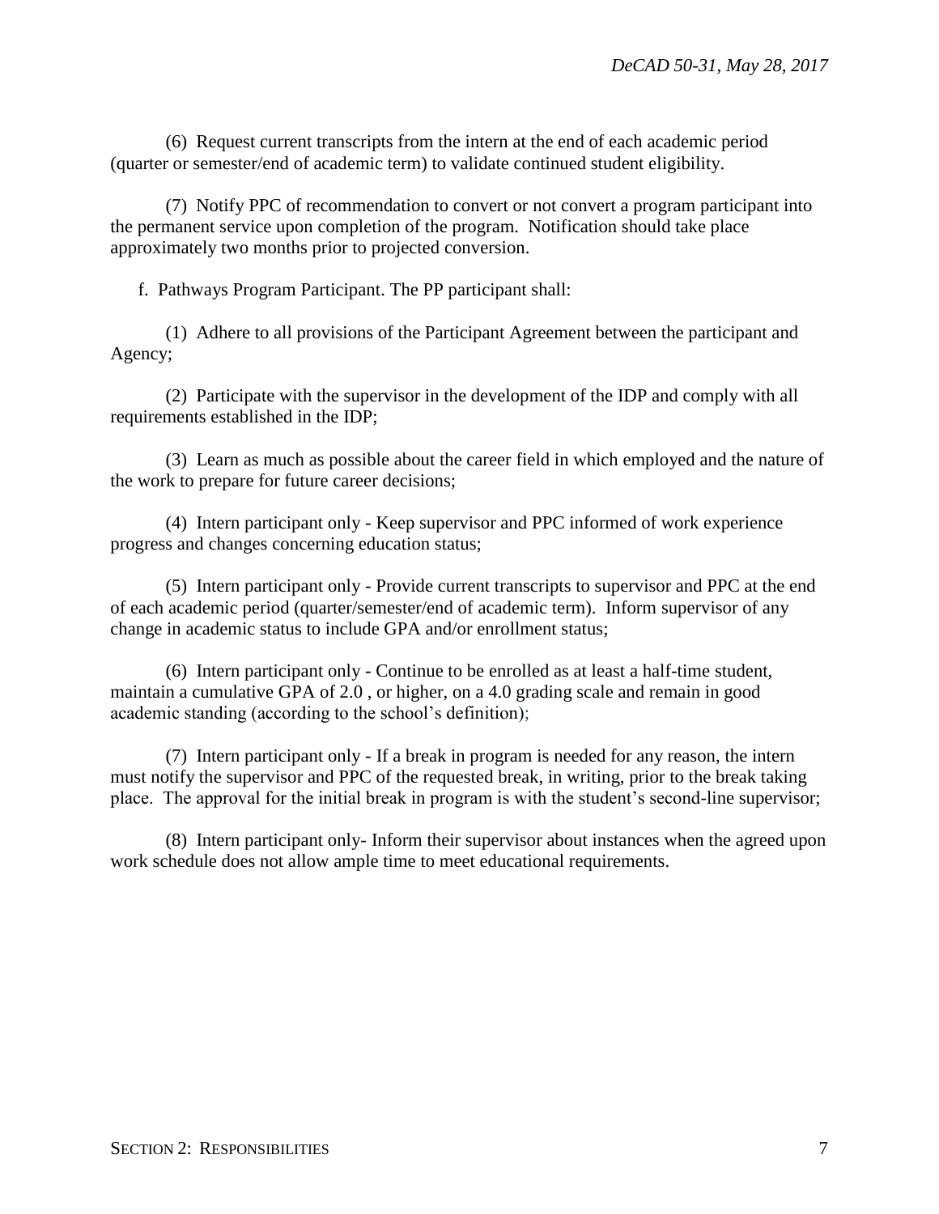(6) Request current transcripts from the intern at the end of each academic period (quarter or semester/end of academic term) to validate continued student eligibility.

(7) Notify PPC of recommendation to convert or not convert a program participant into the permanent service upon completion of the program. Notification should take place approximately two months prior to projected conversion.

f. Pathways Program Participant. The PP participant shall:

(1) Adhere to all provisions of the Participant Agreement between the participant and Agency;

(2) Participate with the supervisor in the development of the IDP and comply with all requirements established in the IDP;

(3) Learn as much as possible about the career field in which employed and the nature of the work to prepare for future career decisions;

(4) Intern participant only - Keep supervisor and PPC informed of work experience progress and changes concerning education status;

(5) Intern participant only - Provide current transcripts to supervisor and PPC at the end of each academic period (quarter/semester/end of academic term). Inform supervisor of any change in academic status to include GPA and/or enrollment status;

(6) Intern participant only - Continue to be enrolled as at least a half-time student, maintain a cumulative GPA of 2.0 , or higher, on a 4.0 grading scale and remain in good academic standing (according to the school's definition);

(7) Intern participant only - If a break in program is needed for any reason, the intern must notify the supervisor and PPC of the requested break, in writing, prior to the break taking place. The approval for the initial break in program is with the student's second-line supervisor;

(8) Intern participant only- Inform their supervisor about instances when the agreed upon work schedule does not allow ample time to meet educational requirements.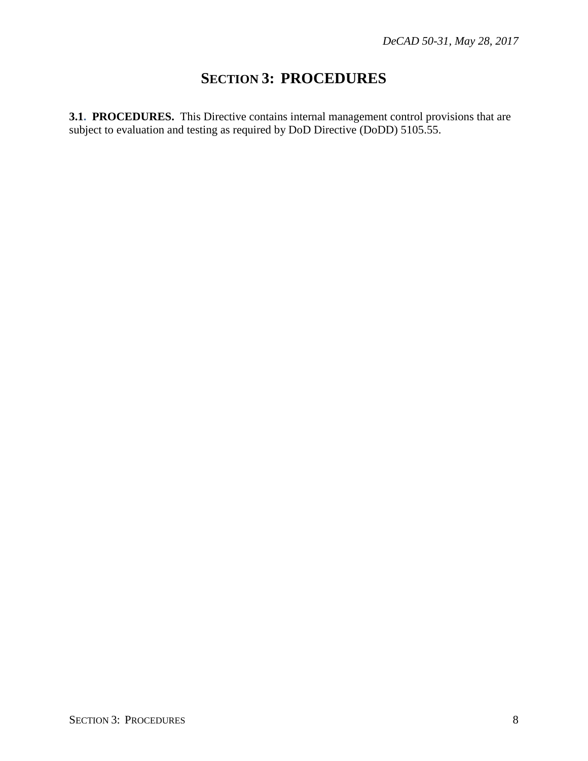# SECTION 3: PROCEDURES

**3.1. PROCEDURES.** This Directive contains internal management control provisions that are subject to evaluation and testing as required by DoD Directive (DoDD) 5105.55.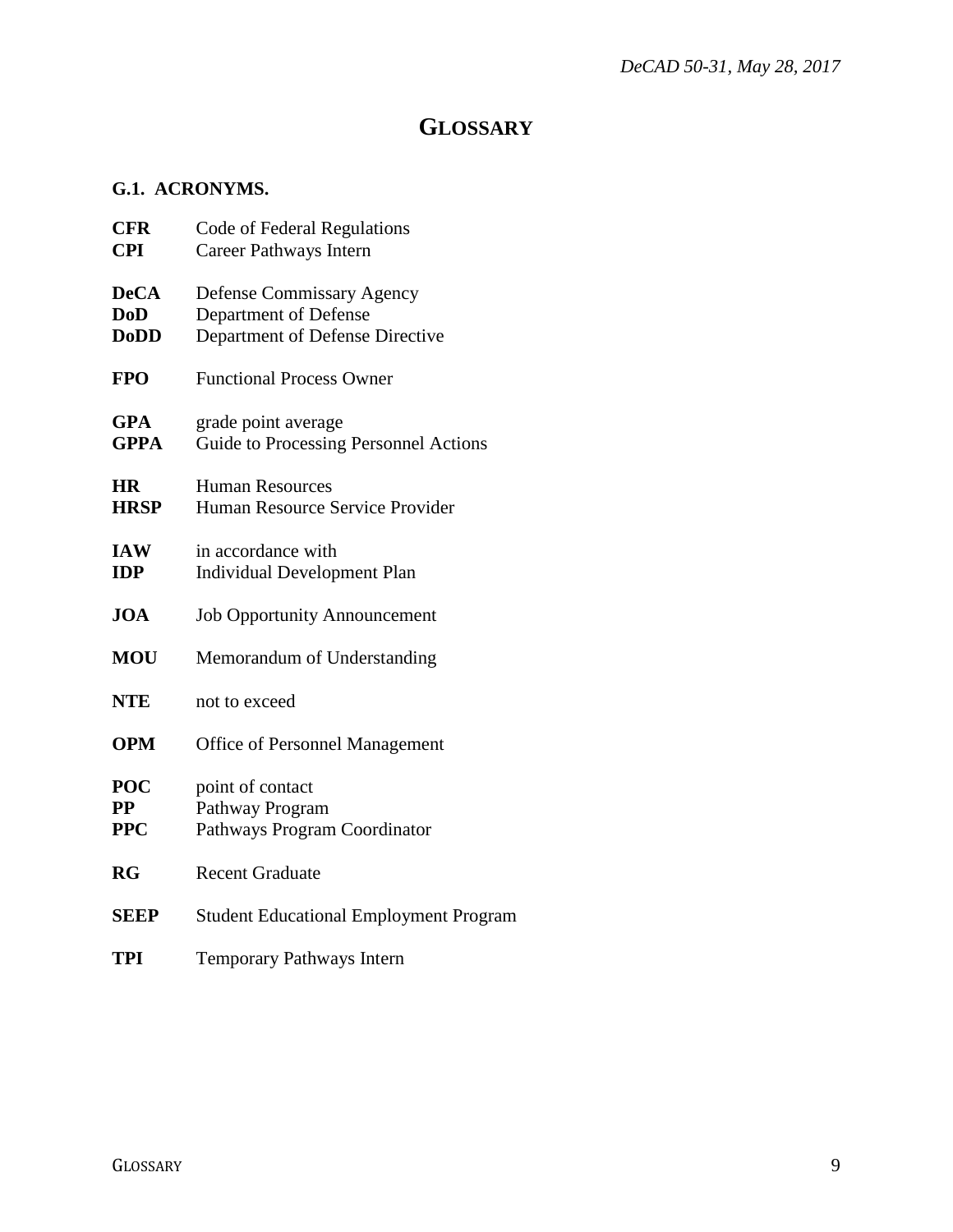# GLOSSARY

## G.1. ACRONYMS.

| | |
|---|---|
| **CFR** | Code of Federal Regulations |
| **CPI** | Career Pathways Intern |
| **DeCA** | Defense Commissary Agency |
| **DoD** | Department of Defense |
| **DoDD** | Department of Defense Directive |
| **FPO** | Functional Process Owner |
| **GPA** | grade point average |
| **GPPA** | Guide to Processing Personnel Actions |
| **HR** | Human Resources |
| **HRSP** | Human Resource Service Provider |
| **IAW** | in accordance with |
| **IDP** | Individual Development Plan |
| **JOA** | Job Opportunity Announcement |
| **MOU** | Memorandum of Understanding |
| **NTE** | not to exceed |
| **OPM** | Office of Personnel Management |
| **POC** | point of contact |
| **PP** | Pathway Program |
| **PPC** | Pathways Program Coordinator |
| **RG** | Recent Graduate |
| **SEEP** | Student Educational Employment Program |
| **TPI** | Temporary Pathways Intern |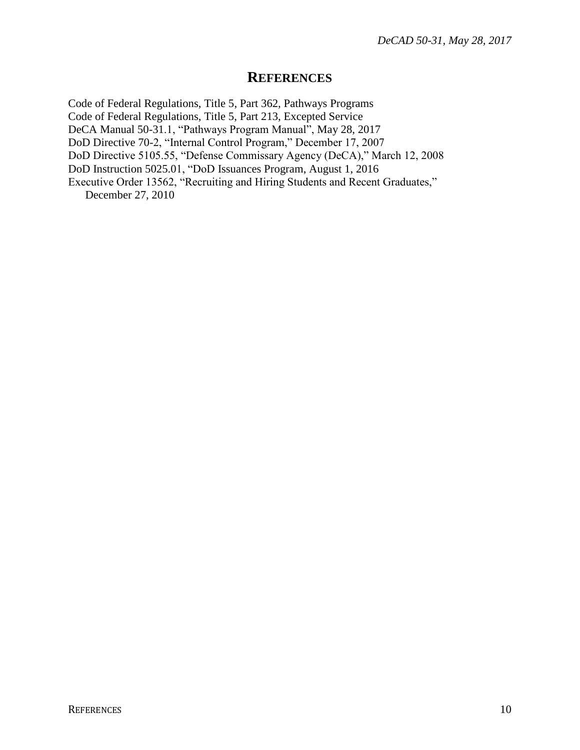# REFERENCES

Code of Federal Regulations, Title 5, Part 362, Pathways Programs
Code of Federal Regulations, Title 5, Part 213, Excepted Service
DeCA Manual 50-31.1, "Pathways Program Manual", May 28, 2017
DoD Directive 70-2, "Internal Control Program," December 17, 2007
DoD Directive 5105.55, "Defense Commissary Agency (DeCA)," March 12, 2008
DoD Instruction 5025.01, "DoD Issuances Program, August 1, 2016
Executive Order 13562, "Recruiting and Hiring Students and Recent Graduates," December 27, 2010